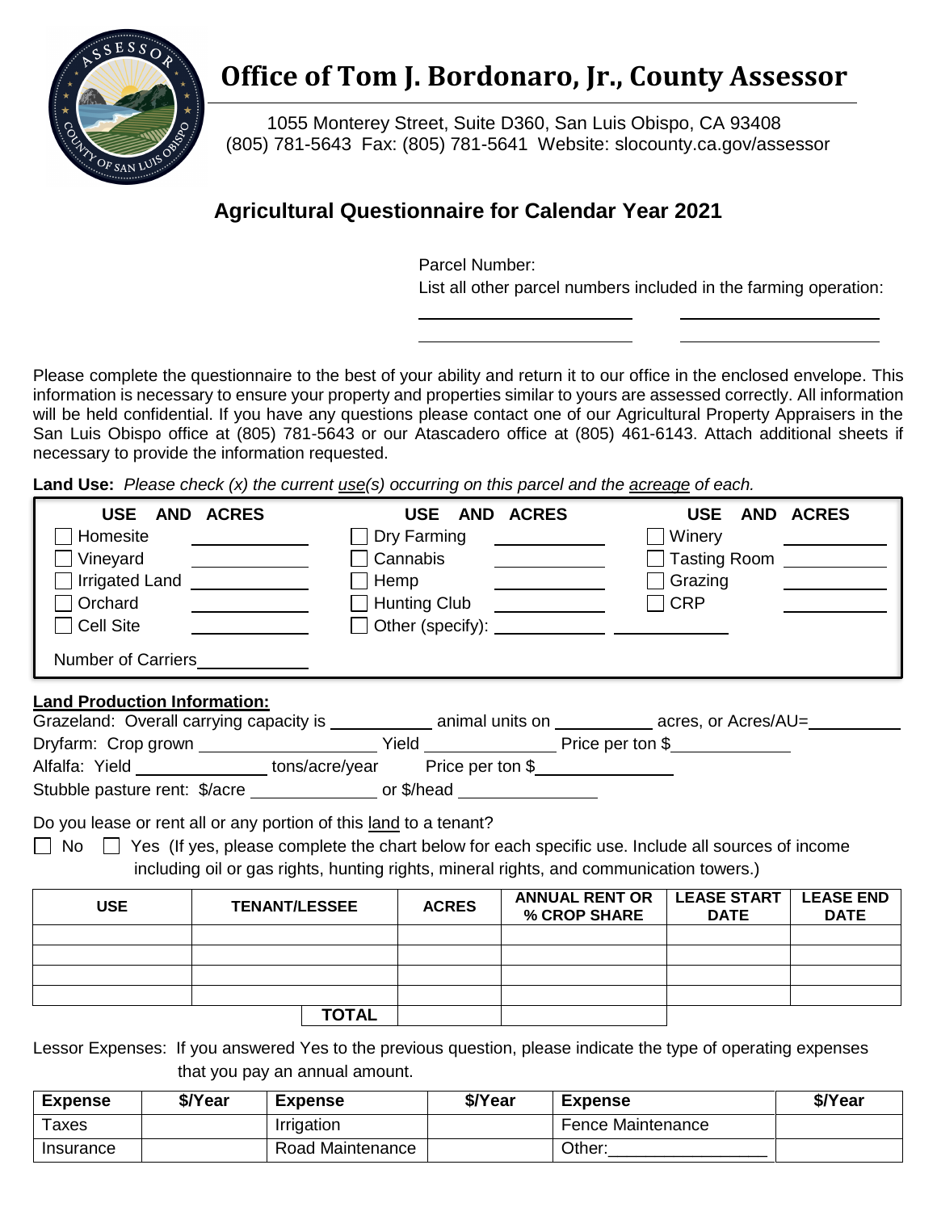# Office of Tom J. Bordonaro, Jr., County Assessor

1055 Monterey Street, Suite D360, San Luis Obispo, CA 93408
(805) 781-5643 Fax: (805) 781-5641 Website: slocounty.ca.gov/assessor

## Agricultural Questionnaire for Calendar Year 2021

Parcel Number:

List all other parcel numbers included in the farming operation:

\_\_\_\_\_\_\_\_\_\_\_\_\_\_\_\_\_\_\_\_ \_\_\_\_\_\_\_\_\_\_\_\_\_\_\_\_\_\_\_\_

\_\_\_\_\_\_\_\_\_\_\_\_\_\_\_\_\_\_\_\_ \_\_\_\_\_\_\_\_\_\_\_\_\_\_\_\_\_\_\_\_

Please complete the questionnaire to the best of your ability and return it to our office in the enclosed envelope. This information is necessary to ensure your property and properties similar to yours are assessed correctly. All information will be held confidential. If you have any questions please contact one of our Agricultural Property Appraisers in the San Luis Obispo office at (805) 781-5643 or our Atascadero office at (805) 461-6143. Attach additional sheets if necessary to provide the information requested.

**Land Use:** *Please check (x) the current use(s) occurring on this parcel and the acreage of each.*

| USE AND ACRES | | USE AND ACRES | | USE AND ACRES | |
|---|---|---|---|---|---|
| ☐ Homesite | | ☐ Dry Farming | | ☐ Winery | |
| ☐ Vineyard | | ☐ Cannabis | | ☐ Tasting Room | |
| ☐ Irrigated Land | | ☐ Hemp | | ☐ Grazing | |
| ☐ Orchard | | ☐ Hunting Club | | ☐ CRP | |
| ☐ Cell Site | | ☐ Other (specify): | | | |
| Number of Carriers | | | | | |

**Land Production Information:**

Grazeland: Overall carrying capacity is \_\_\_\_\_\_\_\_\_\_ animal units on \_\_\_\_\_\_\_\_\_\_ acres, or Acres/AU= \_\_\_\_\_\_\_\_\_\_

Dryfarm: Crop grown \_\_\_\_\_\_\_\_\_\_\_\_\_\_\_\_ Yield \_\_\_\_\_\_\_\_\_\_\_\_ Price per ton $ \_\_\_\_\_\_\_\_\_\_\_\_

Alfalfa: Yield \_\_\_\_\_\_\_\_\_\_\_\_ tons/acre/year Price per ton $ \_\_\_\_\_\_\_\_\_\_\_\_

Stubble pasture rent: $/acre \_\_\_\_\_\_\_\_\_\_\_\_ or $/head \_\_\_\_\_\_\_\_\_\_\_\_

Do you lease or rent all or any portion of this land to a tenant?

☐ No ☐ Yes (If yes, please complete the chart below for each specific use. Include all sources of income including oil or gas rights, hunting rights, mineral rights, and communication towers.)

| USE | TENANT/LESSEE | ACRES | ANNUAL RENT OR % CROP SHARE | LEASE START DATE | LEASE END DATE |
|---|---|---|---|---|---|
| | | | | | |
| | | | | | |
| | | | | | |
| | | | | | |
| | TOTAL | | | | |

Lessor Expenses: If you answered Yes to the previous question, please indicate the type of operating expenses that you pay an annual amount.

| Expense | $/Year | Expense | $/Year | Expense | $/Year |
|---|---|---|---|---|---|
| Taxes | | Irrigation | | Fence Maintenance | |
| Insurance | | Road Maintenance | | Other: | |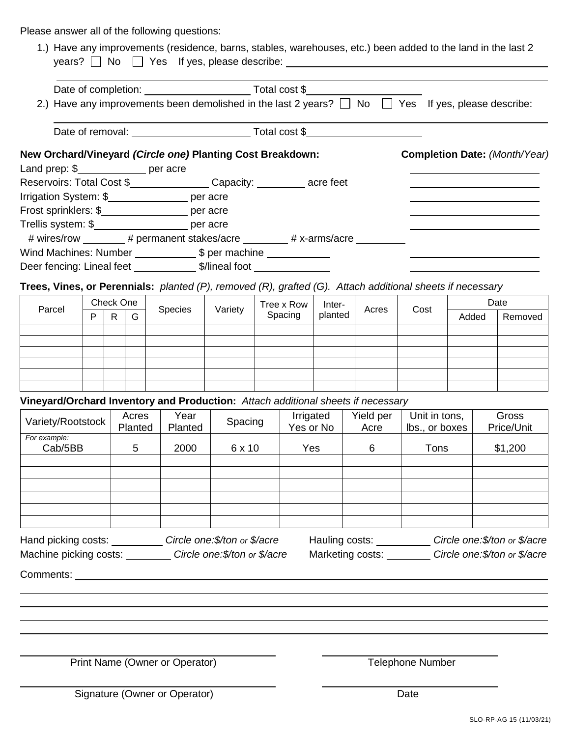Please answer all of the following questions:

1.) Have any improvements (residence, barns, stables, warehouses, etc.) been added to the land in the last 2 years? ☐ No ☐ Yes If yes, please describe: ______________________________

______________________________________________________________________

Date of completion: __________________ Total cost $__________________

2.) Have any improvements been demolished in the last 2 years? ☐ No ☐ Yes If yes, please describe:

______________________________________________________________________

Date of removal: __________________ Total cost $__________________

**New Orchard/Vineyard *(Circle one)* Planting Cost Breakdown:** **Completion Date:** *(Month/Year)*

Land prep: $____________ per acre ____________

Reservoirs: Total Cost $______________ Capacity: _________ acre feet ____________

Irrigation System: $______________ per acre ____________

Frost sprinklers: $______________ per acre ____________

Trellis system: $______________ per acre ____________

# wires/row ________ # permanent stakes/acre ________ # x-arms/acre ________

Wind Machines: Number ___________ $ per machine ___________ ____________

Deer fencing: Lineal feet ___________ $/lineal foot ___________ ____________

**Trees, Vines, or Perennials:** *planted (P), removed (R), grafted (G). Attach additional sheets if necessary*

| Parcel | Check One | | | Species | Variety | Tree x Row Spacing | Inter-planted | Acres | Cost | Date | |
|---|---|---|---|---|---|---|---|---|---|---|---|
| | P | R | G | | | | | | | Added | Removed |
| | | | | | | | | | | | |
| | | | | | | | | | | | |
| | | | | | | | | | | | |
| | | | | | | | | | | | |
| | | | | | | | | | | | |
| | | | | | | | | | | | |

**Vineyard/Orchard Inventory and Production:** *Attach additional sheets if necessary*

| Variety/Rootstock | Acres Planted | Year Planted | Spacing | Irrigated Yes or No | Yield per Acre | Unit in tons, lbs., or boxes | Gross Price/Unit |
|---|---|---|---|---|---|---|---|
| *For example:* Cab/5BB | 5 | 2000 | 6 x 10 | Yes | 6 | Tons | $1,200 |
| | | | | | | | |
| | | | | | | | |
| | | | | | | | |
| | | | | | | | |
| | | | | | | | |
| | | | | | | | |

Hand picking costs: _________ *Circle one:$/ton or $/acre*

Hauling costs: _________ *Circle one:$/ton or $/acre*

Machine picking costs: _________ *Circle one:$/ton or $/acre*

Marketing costs: _________ *Circle one:$/ton or $/acre*

Comments: ______________________________________________________________

______________________________________________________________________

______________________________________________________________________

______________________________________________________________________

______________________________________________________________________

______________________________ ______________________________

Print Name (Owner or Operator) Telephone Number

______________________________ ______________________________

Signature (Owner or Operator) Date

SLO-RP-AG 15 (11/03/21)